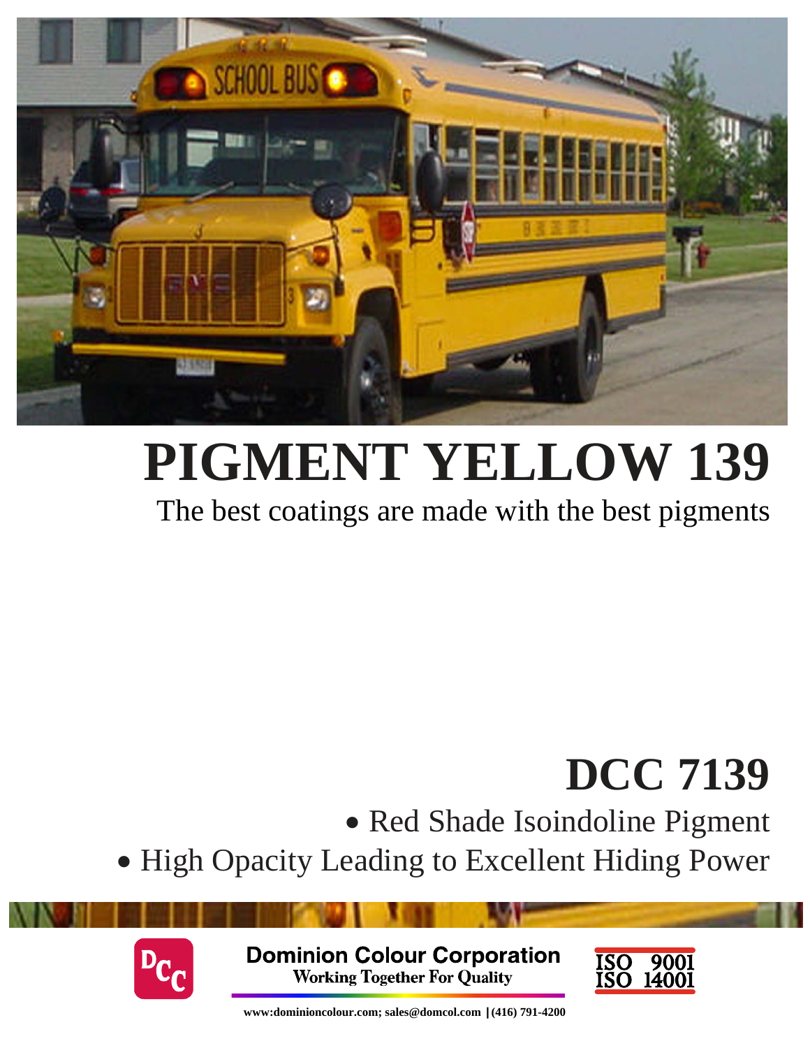# PIGMENT YELLOW 139

The best coatings are made with the best pigments

## DCC 7139

- Red Shade Isoindoline Pigment
- High Opacity Leading to Excellent Hiding Power

**Dominion Colour Corporation**
Working Together For Quality

ISO 9001
ISO 14001

www:dominioncolour.com; sales@domcol.com | (416) 791-4200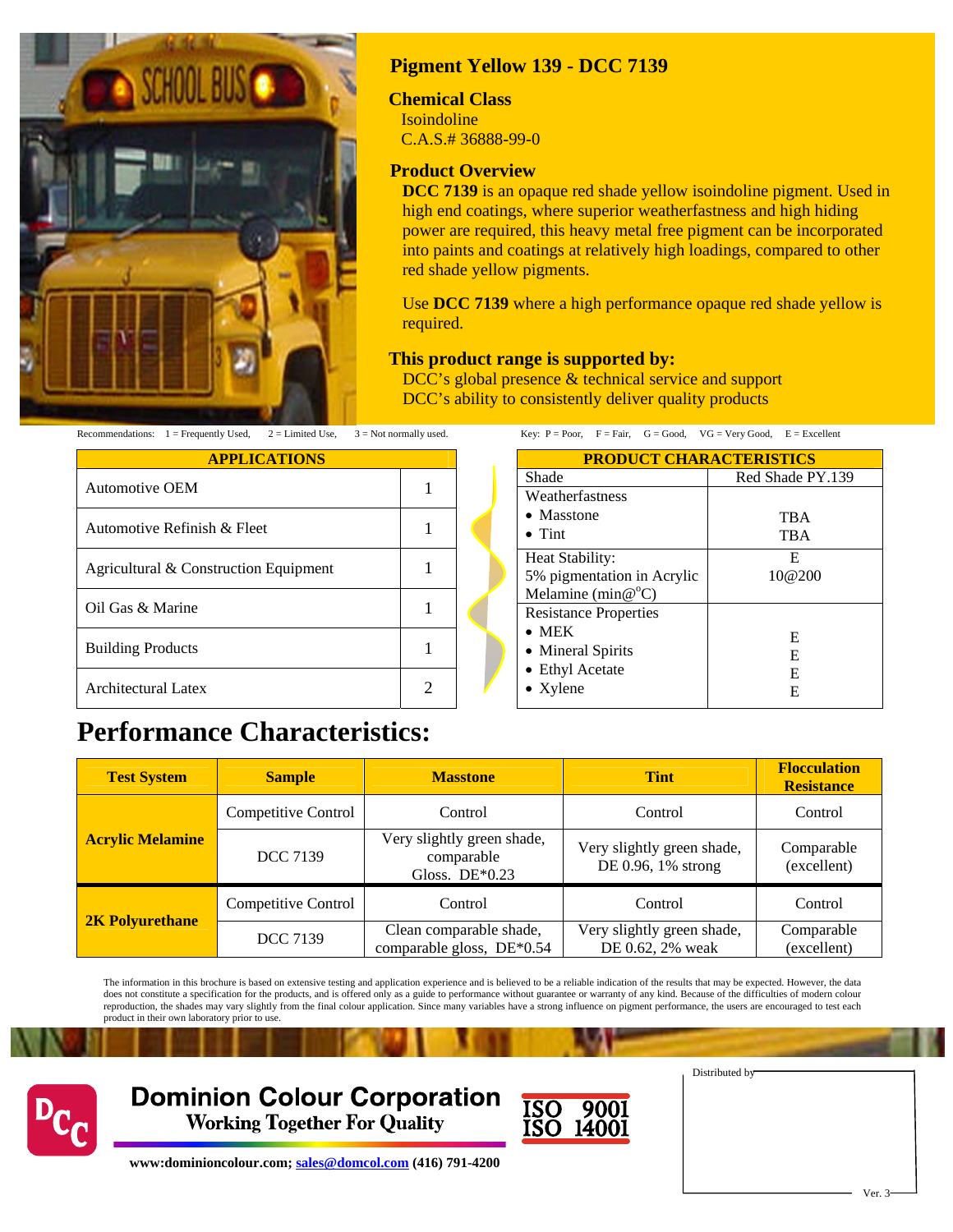# Pigment Yellow 139 - DCC 7139

## Chemical Class

Isoindoline
C.A.S.# 36888-99-0

## Product Overview

**DCC 7139** is an opaque red shade yellow isoindoline pigment. Used in high end coatings, where superior weatherfastness and high hiding power are required, this heavy metal free pigment can be incorporated into paints and coatings at relatively high loadings, compared to other red shade yellow pigments.

Use **DCC 7139** where a high performance opaque red shade yellow is required.

## This product range is supported by:

DCC's global presence & technical service and support
DCC's ability to consistently deliver quality products

Recommendations: 1 = Frequently Used, 2 = Limited Use, 3 = Not normally used.

| APPLICATIONS | |
|---|---|
| Automotive OEM | 1 |
| Automotive Refinish & Fleet | 1 |
| Agricultural & Construction Equipment | 1 |
| Oil Gas & Marine | 1 |
| Building Products | 1 |
| Architectural Latex | 2 |

Key: P = Poor, F = Fair, G = Good, VG = Very Good, E = Excellent

| PRODUCT CHARACTERISTICS | |
|---|---|
| Shade | Red Shade PY.139 |
| Weatherfastness<br>• Masstone<br>• Tint | <br>TBA<br>TBA |
| Heat Stability:<br>5% pigmentation in Acrylic Melamine (min@$^{o}$C) | E<br>10@200 |
| Resistance Properties<br>• MEK<br>• Mineral Spirits<br>• Ethyl Acetate<br>• Xylene | <br>E<br>E<br>E<br>E |

# Performance Characteristics:

| Test System | Sample | Masstone | Tint | Flocculation Resistance |
|---|---|---|---|---|
| **Acrylic Melamine** | Competitive Control | Control | Control | Control |
| | DCC 7139 | Very slightly green shade, comparable Gloss. DE*0.23 | Very slightly green shade, DE 0.96, 1% strong | Comparable (excellent) |
| **2K Polyurethane** | Competitive Control | Control | Control | Control |
| | DCC 7139 | Clean comparable shade, comparable gloss, DE*0.54 | Very slightly green shade, DE 0.62, 2% weak | Comparable (excellent) |

The information in this brochure is based on extensive testing and application experience and is believed to be a reliable indication of the results that may be expected. However, the data does not constitute a specification for the products, and is offered only as a guide to performance without guarantee or warranty of any kind. Because of the difficulties of modern colour reproduction, the shades may vary slightly from the final colour application. Since many variables have a strong influence on pigment performance, the users are encouraged to test each product in their own laboratory prior to use.

**Dominion Colour Corporation**
Working Together For Quality

ISO 9001
ISO 14001

www:dominioncolour.com; sales@domcol.com (416) 791-4200

Distributed by

Ver. 3